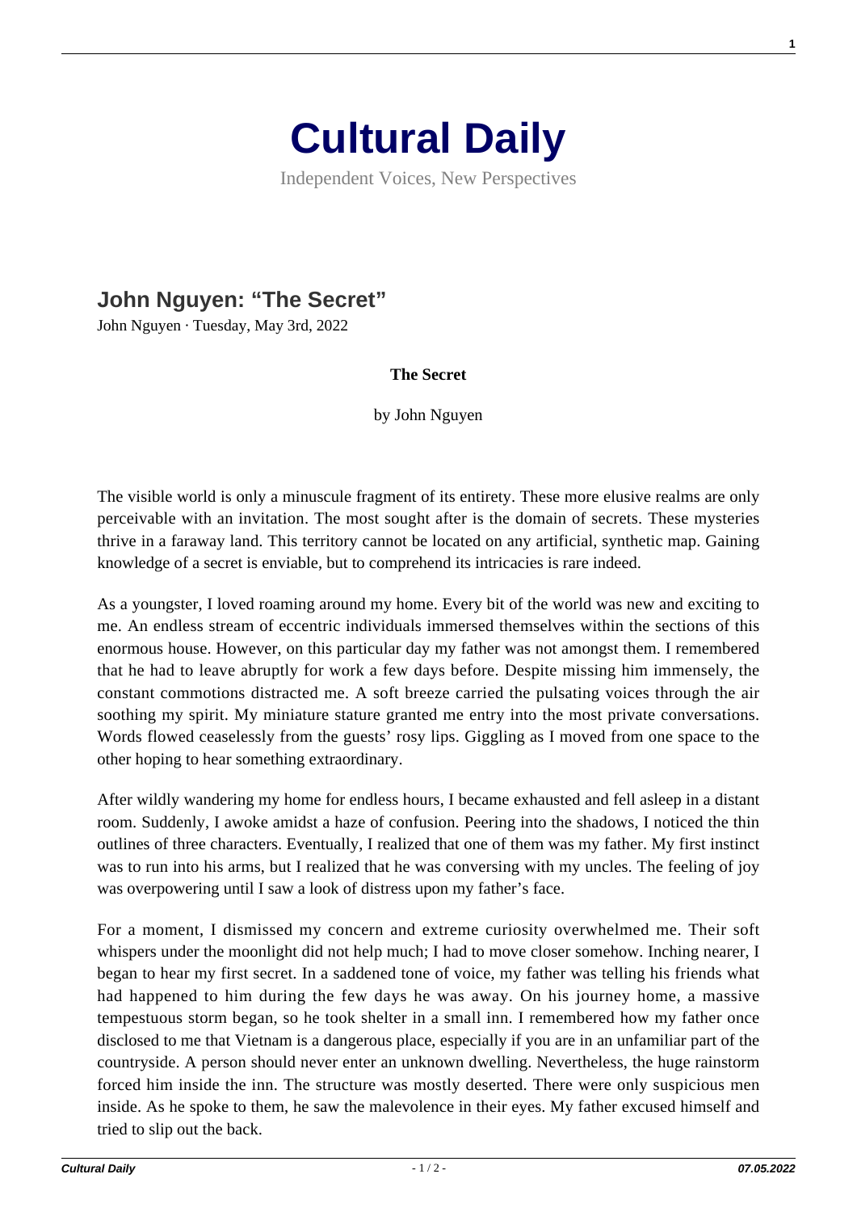# Cultural Daily

Independent Voices, New Perspectives

## John Nguyen: "The Secret"

John Nguyen · Tuesday, May 3rd, 2022

**The Secret**

by John Nguyen

The visible world is only a minuscule fragment of its entirety. These more elusive realms are only perceivable with an invitation. The most sought after is the domain of secrets. These mysteries thrive in a faraway land. This territory cannot be located on any artificial, synthetic map. Gaining knowledge of a secret is enviable, but to comprehend its intricacies is rare indeed.

As a youngster, I loved roaming around my home. Every bit of the world was new and exciting to me. An endless stream of eccentric individuals immersed themselves within the sections of this enormous house. However, on this particular day my father was not amongst them. I remembered that he had to leave abruptly for work a few days before. Despite missing him immensely, the constant commotions distracted me. A soft breeze carried the pulsating voices through the air soothing my spirit. My miniature stature granted me entry into the most private conversations. Words flowed ceaselessly from the guests' rosy lips. Giggling as I moved from one space to the other hoping to hear something extraordinary.

After wildly wandering my home for endless hours, I became exhausted and fell asleep in a distant room. Suddenly, I awoke amidst a haze of confusion. Peering into the shadows, I noticed the thin outlines of three characters. Eventually, I realized that one of them was my father. My first instinct was to run into his arms, but I realized that he was conversing with my uncles. The feeling of joy was overpowering until I saw a look of distress upon my father's face.

For a moment, I dismissed my concern and extreme curiosity overwhelmed me. Their soft whispers under the moonlight did not help much; I had to move closer somehow. Inching nearer, I began to hear my first secret. In a saddened tone of voice, my father was telling his friends what had happened to him during the few days he was away. On his journey home, a massive tempestuous storm began, so he took shelter in a small inn. I remembered how my father once disclosed to me that Vietnam is a dangerous place, especially if you are in an unfamiliar part of the countryside. A person should never enter an unknown dwelling. Nevertheless, the huge rainstorm forced him inside the inn. The structure was mostly deserted. There were only suspicious men inside. As he spoke to them, he saw the malevolence in their eyes. My father excused himself and tried to slip out the back.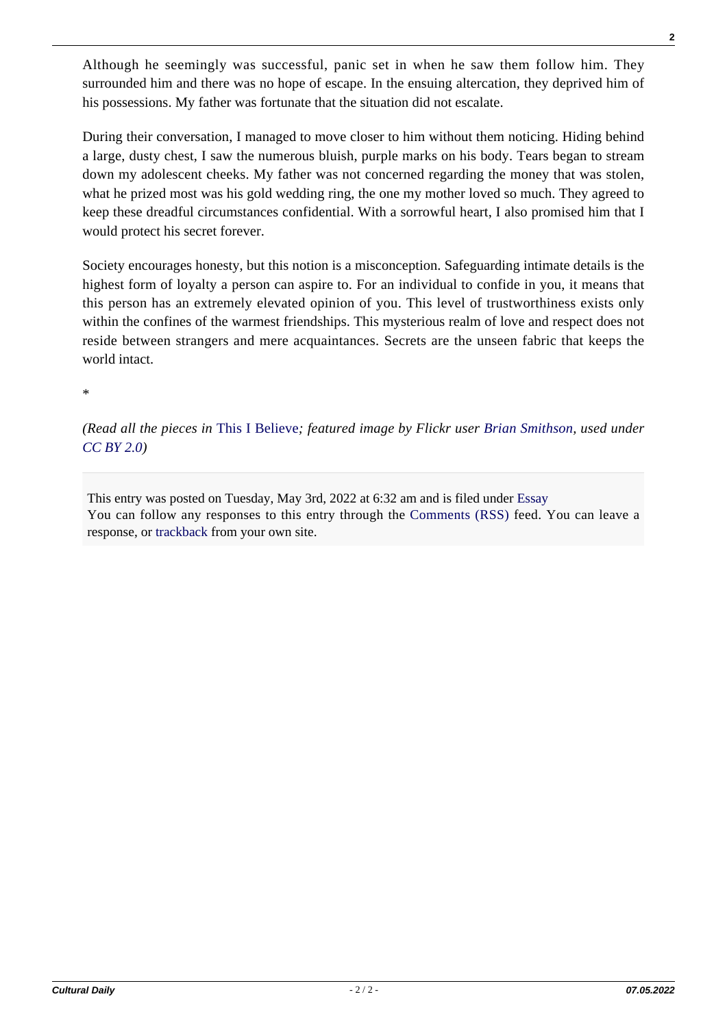Although he seemingly was successful, panic set in when he saw them follow him. They surrounded him and there was no hope of escape. In the ensuing altercation, they deprived him of his possessions. My father was fortunate that the situation did not escalate.

During their conversation, I managed to move closer to him without them noticing. Hiding behind a large, dusty chest, I saw the numerous bluish, purple marks on his body. Tears began to stream down my adolescent cheeks. My father was not concerned regarding the money that was stolen, what he prized most was his gold wedding ring, the one my mother loved so much. They agreed to keep these dreadful circumstances confidential. With a sorrowful heart, I also promised him that I would protect his secret forever.

Society encourages honesty, but this notion is a misconception. Safeguarding intimate details is the highest form of loyalty a person can aspire to. For an individual to confide in you, it means that this person has an extremely elevated opinion of you. This level of trustworthiness exists only within the confines of the warmest friendships. This mysterious realm of love and respect does not reside between strangers and mere acquaintances. Secrets are the unseen fabric that keeps the world intact.

*

*(Read all the pieces in* This I Believe*; featured image by Flickr user* Brian Smithson*, used under* CC BY 2.0*)*

This entry was posted on Tuesday, May 3rd, 2022 at 6:32 am and is filed under Essay
You can follow any responses to this entry through the Comments (RSS) feed. You can leave a response, or trackback from your own site.